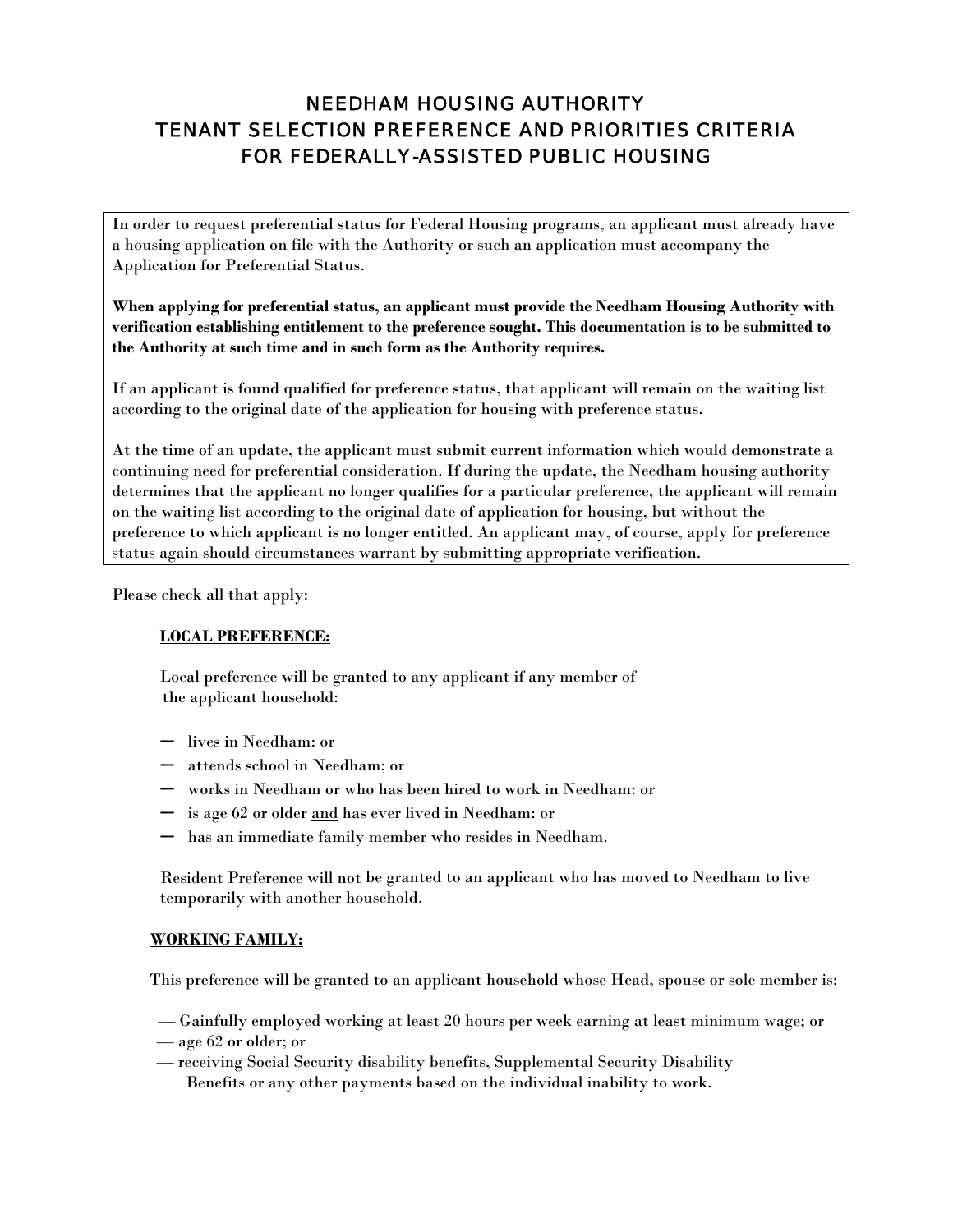# NEEDHAM HOUSING AUTHORITY
# TENANT SELECTION PREFERENCE AND PRIORITIES CRITERIA
# FOR FEDERALLY-ASSISTED PUBLIC HOUSING

In order to request preferential status for Federal Housing programs, an applicant must already have a housing application on file with the Authority or such an application must accompany the Application for Preferential Status.

**When applying for preferential status, an applicant must provide the Needham Housing Authority with verification establishing entitlement to the preference sought. This documentation is to be submitted to the Authority at such time and in such form as the Authority requires.**

If an applicant is found qualified for preference status, that applicant will remain on the waiting list according to the original date of the application for housing with preference status.

At the time of an update, the applicant must submit current information which would demonstrate a continuing need for preferential consideration. If during the update, the Needham housing authority determines that the applicant no longer qualifies for a particular preference, the applicant will remain on the waiting list according to the original date of application for housing, but without the preference to which applicant is no longer entitled. An applicant may, of course, apply for preference status again should circumstances warrant by submitting appropriate verification.

Please check all that apply:

**LOCAL PREFERENCE:**

Local preference will be granted to any applicant if any member of the applicant household:

- lives in Needham: or
- attends school in Needham; or
- works in Needham or who has been hired to work in Needham: or
- is age 62 or older and has ever lived in Needham: or
- has an immediate family member who resides in Needham.

Resident Preference will not be granted to an applicant who has moved to Needham to live temporarily with another household.

**WORKING FAMILY:**

This preference will be granted to an applicant household whose Head, spouse or sole member is:

- Gainfully employed working at least 20 hours per week earning at least minimum wage; or
- age 62 or older; or
- receiving Social Security disability benefits, Supplemental Security Disability Benefits or any other payments based on the individual inability to work.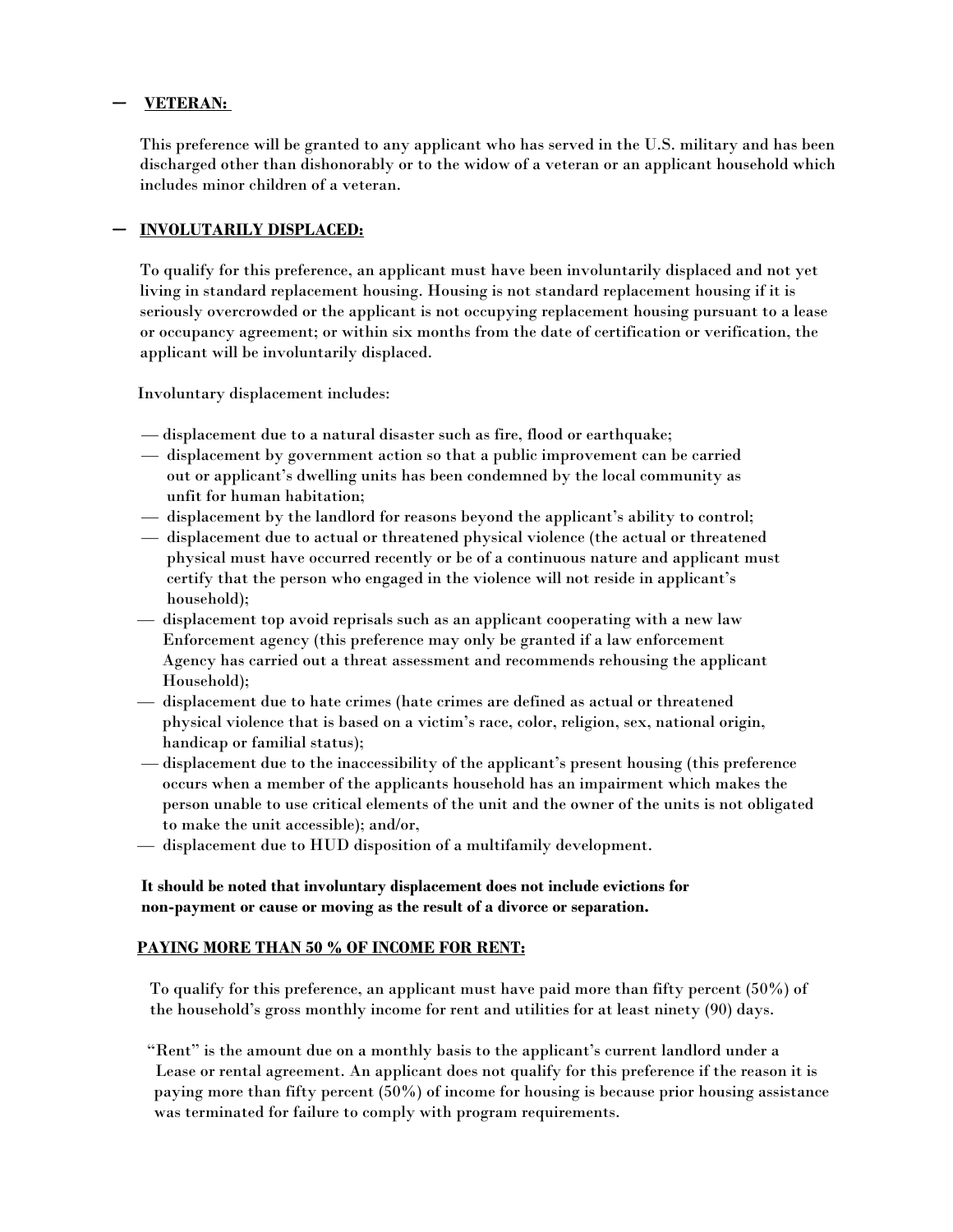- **VETERAN:**

  This preference will be granted to any applicant who has served in the U.S. military and has been discharged other than dishonorably or to the widow of a veteran or an applicant household which includes minor children of a veteran.

- **INVOLUTARILY DISPLACED:**

  To qualify for this preference, an applicant must have been involuntarily displaced and not yet living in standard replacement housing. Housing is not standard replacement housing if it is seriously overcrowded or the applicant is not occupying replacement housing pursuant to a lease or occupancy agreement; or within six months from the date of certification or verification, the applicant will be involuntarily displaced.

  Involuntary displacement includes:

  — displacement due to a natural disaster such as fire, flood or earthquake;
  — displacement by government action so that a public improvement can be carried out or applicant's dwelling units has been condemned by the local community as unfit for human habitation;
  — displacement by the landlord for reasons beyond the applicant's ability to control;
  — displacement due to actual or threatened physical violence (the actual or threatened physical must have occurred recently or be of a continuous nature and applicant must certify that the person who engaged in the violence will not reside in applicant's household);
  — displacement top avoid reprisals such as an applicant cooperating with a new law Enforcement agency (this preference may only be granted if a law enforcement Agency has carried out a threat assessment and recommends rehousing the applicant Household);
  — displacement due to hate crimes (hate crimes are defined as actual or threatened physical violence that is based on a victim's race, color, religion, sex, national origin, handicap or familial status);
  — displacement due to the inaccessibility of the applicant's present housing (this preference occurs when a member of the applicants household has an impairment which makes the person unable to use critical elements of the unit and the owner of the units is not obligated to make the unit accessible); and/or,
  — displacement due to HUD disposition of a multifamily development.

  **It should be noted that involuntary displacement does not include evictions for non-payment or cause or moving as the result of a divorce or separation.**

**PAYING MORE THAN 50 % OF INCOME FOR RENT:**

To qualify for this preference, an applicant must have paid more than fifty percent (50%) of the household's gross monthly income for rent and utilities for at least ninety (90) days.

"Rent" is the amount due on a monthly basis to the applicant's current landlord under a Lease or rental agreement. An applicant does not qualify for this preference if the reason it is paying more than fifty percent (50%) of income for housing is because prior housing assistance was terminated for failure to comply with program requirements.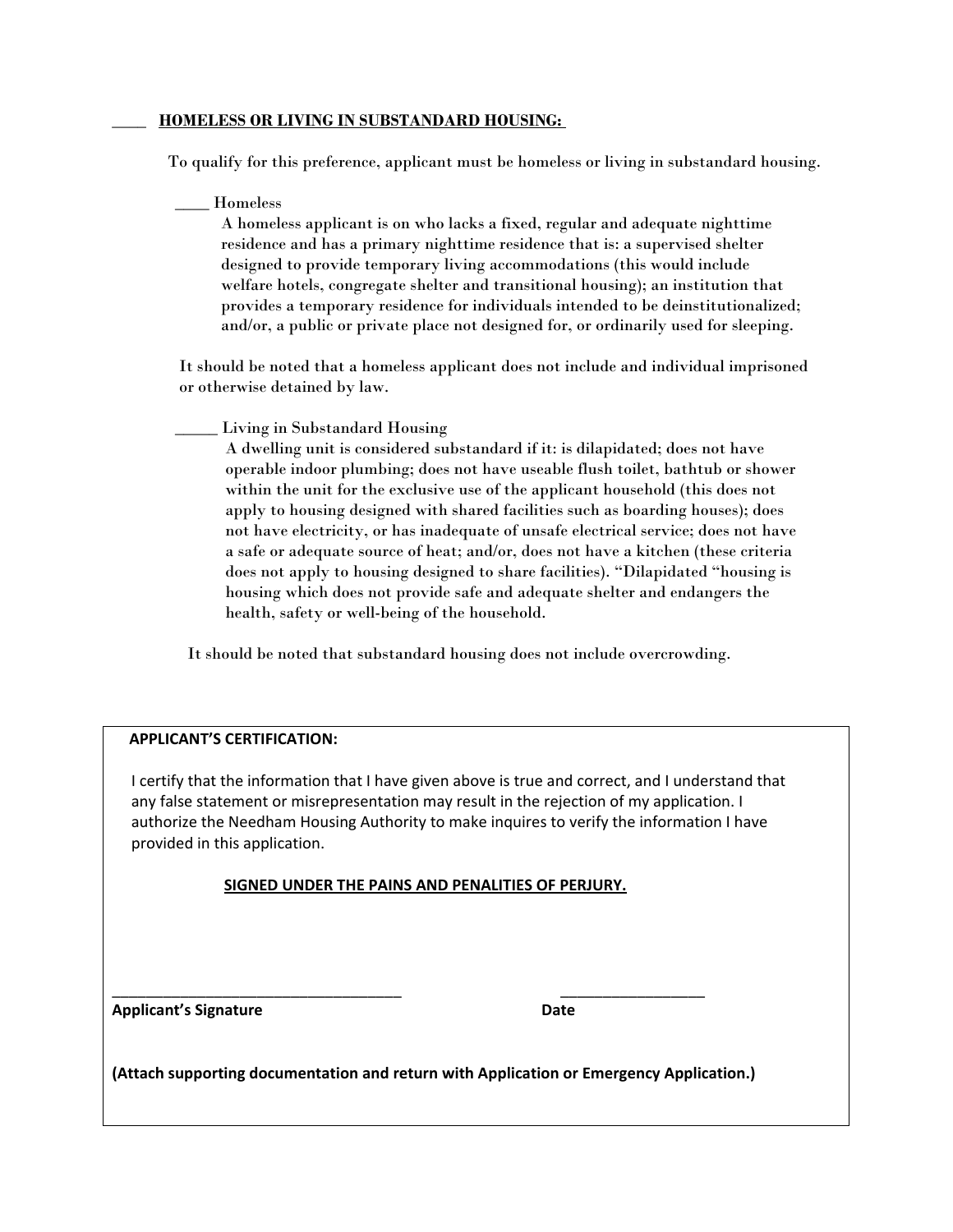____ **HOMELESS OR LIVING IN SUBSTANDARD HOUSING:**

To qualify for this preference, applicant must be homeless or living in substandard housing.

____ Homeless

A homeless applicant is on who lacks a fixed, regular and adequate nighttime residence and has a primary nighttime residence that is: a supervised shelter designed to provide temporary living accommodations (this would include welfare hotels, congregate shelter and transitional housing); an institution that provides a temporary residence for individuals intended to be deinstitutionalized; and/or, a public or private place not designed for, or ordinarily used for sleeping.

It should be noted that a homeless applicant does not include and individual imprisoned or otherwise detained by law.

_____ Living in Substandard Housing

A dwelling unit is considered substandard if it: is dilapidated; does not have operable indoor plumbing; does not have useable flush toilet, bathtub or shower within the unit for the exclusive use of the applicant household (this does not apply to housing designed with shared facilities such as boarding houses); does not have electricity, or has inadequate of unsafe electrical service; does not have a safe or adequate source of heat; and/or, does not have a kitchen (these criteria does not apply to housing designed to share facilities). "Dilapidated "housing is housing which does not provide safe and adequate shelter and endangers the health, safety or well-being of the household.

It should be noted that substandard housing does not include overcrowding.

**APPLICANT'S CERTIFICATION:**

I certify that the information that I have given above is true and correct, and I understand that any false statement or misrepresentation may result in the rejection of my application. I authorize the Needham Housing Authority to make inquires to verify the information I have provided in this application.

**SIGNED UNDER THE PAINS AND PENALITIES OF PERJURY.**

___________________________________ &nbsp;&nbsp;&nbsp;&nbsp;&nbsp;&nbsp;&nbsp;&nbsp;&nbsp;&nbsp; _________________

**Applicant's Signature** &nbsp;&nbsp;&nbsp;&nbsp;&nbsp;&nbsp;&nbsp;&nbsp;&nbsp;&nbsp; **Date**

**(Attach supporting documentation and return with Application or Emergency Application.)**